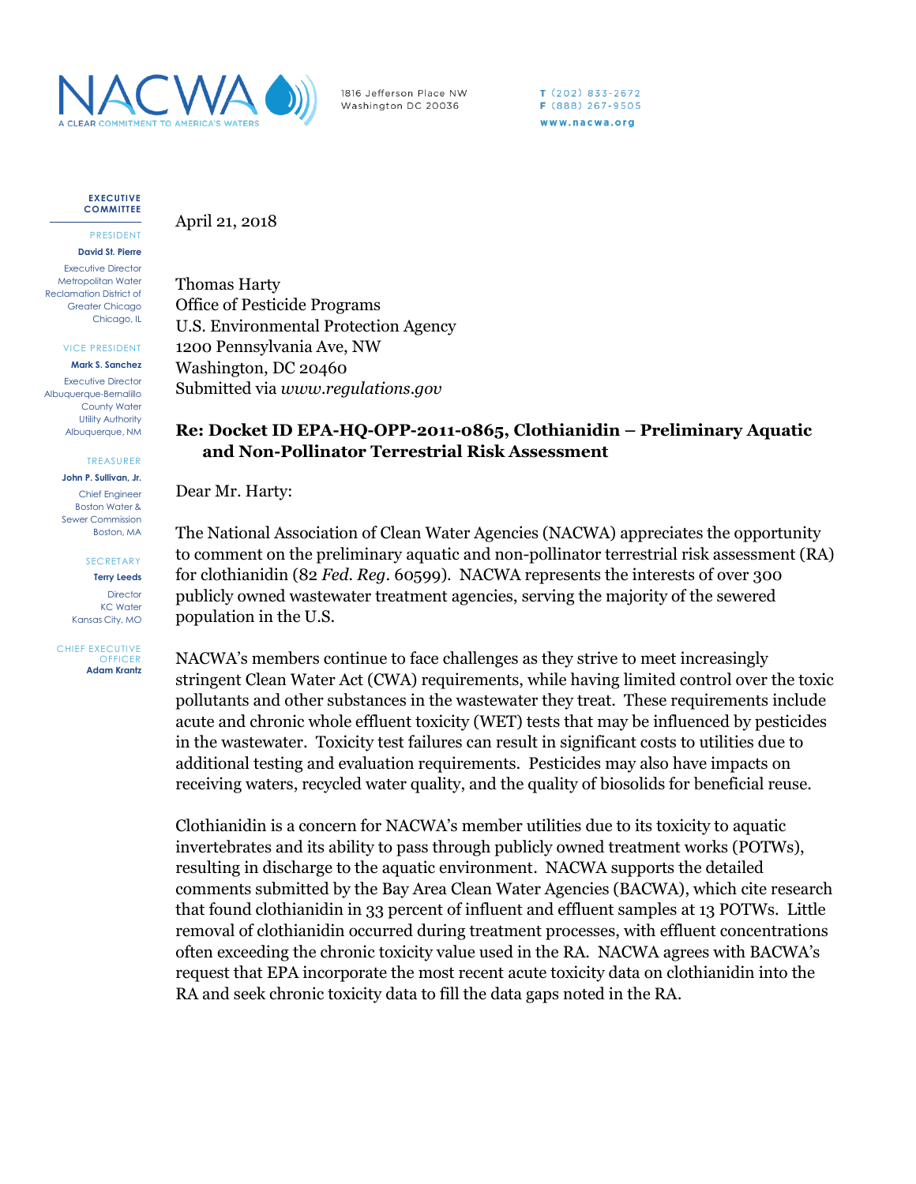NACWA
A CLEAR COMMITMENT TO AMERICA'S WATERS

1816 Jefferson Place NW
Washington DC 20036

T (202) 833-2672
F (888) 267-9505
www.nacwa.org

**EXECUTIVE COMMITTEE**

PRESIDENT
**David St. Pierre**
Executive Director
Metropolitan Water Reclamation District of Greater Chicago
Chicago, IL

VICE PRESIDENT
**Mark S. Sanchez**
Executive Director
Albuquerque-Bernalillo County Water Utility Authority
Albuquerque, NM

TREASURER
**John P. Sullivan, Jr.**
Chief Engineer
Boston Water & Sewer Commission
Boston, MA

SECRETARY
**Terry Leeds**
Director
KC Water
Kansas City, MO

CHIEF EXECUTIVE OFFICER
**Adam Krantz**

April 21, 2018

Thomas Harty
Office of Pesticide Programs
U.S. Environmental Protection Agency
1200 Pennsylvania Ave, NW
Washington, DC 20460
Submitted via *www.regulations.gov*

**Re: Docket ID EPA-HQ-OPP-2011-0865, Clothianidin – Preliminary Aquatic and Non-Pollinator Terrestrial Risk Assessment**

Dear Mr. Harty:

The National Association of Clean Water Agencies (NACWA) appreciates the opportunity to comment on the preliminary aquatic and non-pollinator terrestrial risk assessment (RA) for clothianidin (82 *Fed. Reg*. 60599). NACWA represents the interests of over 300 publicly owned wastewater treatment agencies, serving the majority of the sewered population in the U.S.

NACWA's members continue to face challenges as they strive to meet increasingly stringent Clean Water Act (CWA) requirements, while having limited control over the toxic pollutants and other substances in the wastewater they treat. These requirements include acute and chronic whole effluent toxicity (WET) tests that may be influenced by pesticides in the wastewater. Toxicity test failures can result in significant costs to utilities due to additional testing and evaluation requirements. Pesticides may also have impacts on receiving waters, recycled water quality, and the quality of biosolids for beneficial reuse.

Clothianidin is a concern for NACWA's member utilities due to its toxicity to aquatic invertebrates and its ability to pass through publicly owned treatment works (POTWs), resulting in discharge to the aquatic environment. NACWA supports the detailed comments submitted by the Bay Area Clean Water Agencies (BACWA), which cite research that found clothianidin in 33 percent of influent and effluent samples at 13 POTWs. Little removal of clothianidin occurred during treatment processes, with effluent concentrations often exceeding the chronic toxicity value used in the RA. NACWA agrees with BACWA's request that EPA incorporate the most recent acute toxicity data on clothianidin into the RA and seek chronic toxicity data to fill the data gaps noted in the RA.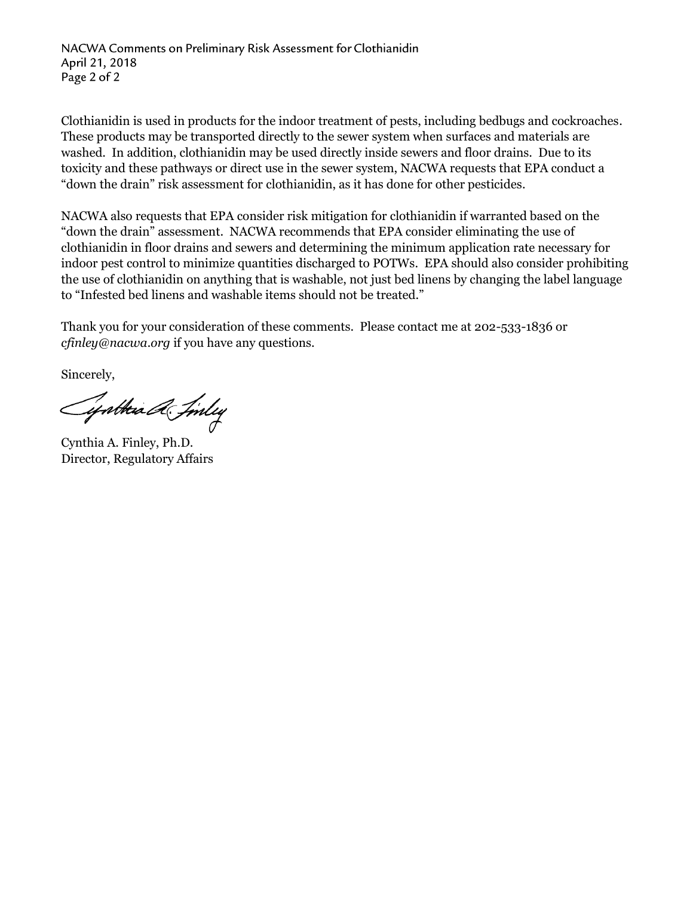Clothianidin is used in products for the indoor treatment of pests, including bedbugs and cockroaches. These products may be transported directly to the sewer system when surfaces and materials are washed. In addition, clothianidin may be used directly inside sewers and floor drains. Due to its toxicity and these pathways or direct use in the sewer system, NACWA requests that EPA conduct a "down the drain" risk assessment for clothianidin, as it has done for other pesticides.

NACWA also requests that EPA consider risk mitigation for clothianidin if warranted based on the "down the drain" assessment. NACWA recommends that EPA consider eliminating the use of clothianidin in floor drains and sewers and determining the minimum application rate necessary for indoor pest control to minimize quantities discharged to POTWs. EPA should also consider prohibiting the use of clothianidin on anything that is washable, not just bed linens by changing the label language to "Infested bed linens and washable items should not be treated."

Thank you for your consideration of these comments. Please contact me at 202-533-1836 or *cfinley@nacwa.org* if you have any questions.

Sincerely,

Cynthia A. Finley

Cynthia A. Finley, Ph.D.
Director, Regulatory Affairs